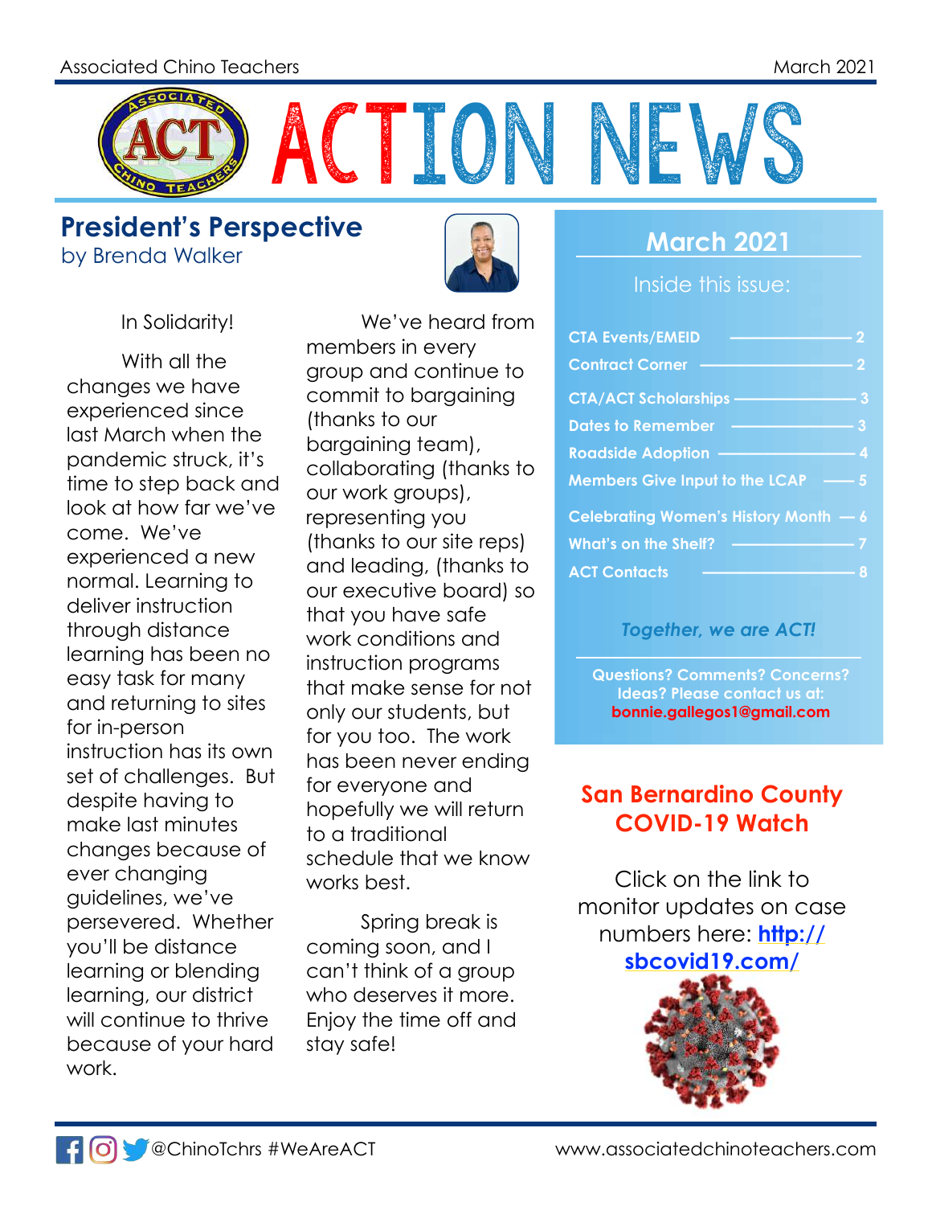# ACTION NEWS

## President's Perspective

by Brenda Walker

In Solidarity!

With all the changes we have experienced since last March when the pandemic struck, it's time to step back and look at how far we've come. We've experienced a new normal. Learning to deliver instruction through distance learning has been no easy task for many and returning to sites for in-person instruction has its own set of challenges. But despite having to make last minutes changes because of ever changing guidelines, we've persevered. Whether you'll be distance learning or blending learning, our district will continue to thrive because of your hard work.

We've heard from members in every group and continue to commit to bargaining (thanks to our bargaining team), collaborating (thanks to our work groups), representing you (thanks to our site reps) and leading, (thanks to our executive board) so that you have safe work conditions and instruction programs that make sense for not only our students, but for you too. The work has been never ending for everyone and hopefully we will return to a traditional schedule that we know works best.

Spring break is coming soon, and I can't think of a group who deserves it more. Enjoy the time off and stay safe!

## March 2021

Inside this issue:

- CTA Events/EMEID — 2
- Contract Corner — 2
- CTA/ACT Scholarships — 3
- Dates to Remember — 3
- Roadside Adoption — 4
- Members Give Input to the LCAP — 5
- Celebrating Women's History Month — 6
- What's on the Shelf? — 7
- ACT Contacts — 8

*Together, we are ACT!*

**Questions? Comments? Concerns? Ideas? Please contact us at: bonnie.gallegos1@gmail.com**

## San Bernardino County COVID-19 Watch

Click on the link to monitor updates on case numbers here: **http://sbcovid19.com/**

@ChinoTchrs #WeAreACT

www.associatedchinoteachers.com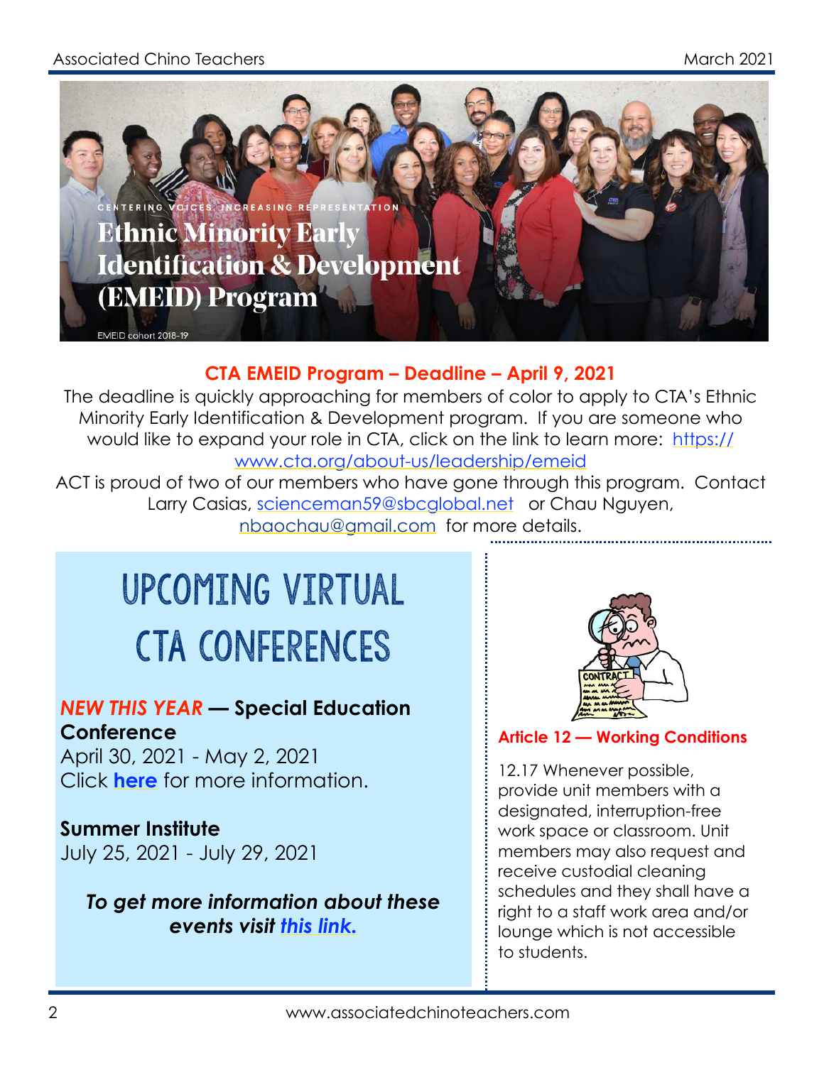CENTERING VOICES: INCREASING REPRESENTATION

# Ethnic Minority Early Identification & Development (EMEID) Program

EMEID cohort 2018-19

## CTA EMEID Program – Deadline – April 9, 2021

The deadline is quickly approaching for members of color to apply to CTA's Ethnic Minority Early Identification & Development program. If you are someone who would like to expand your role in CTA, click on the link to learn more: https://www.cta.org/about-us/leadership/emeid

ACT is proud of two of our members who have gone through this program. Contact Larry Casias, scienceman59@sbcglobal.net or Chau Nguyen, nbaochau@gmail.com for more details.

## UPCOMING VIRTUAL CTA CONFERENCES

***NEW THIS YEAR*** **— Special Education Conference**
April 30, 2021 - May 2, 2021
Click **here** for more information.

**Summer Institute**
July 25, 2021 - July 29, 2021

***To get more information about these events visit this link.***

### Article 12 — Working Conditions

12.17 Whenever possible, provide unit members with a designated, interruption-free work space or classroom. Unit members may also request and receive custodial cleaning schedules and they shall have a right to a staff work area and/or lounge which is not accessible to students.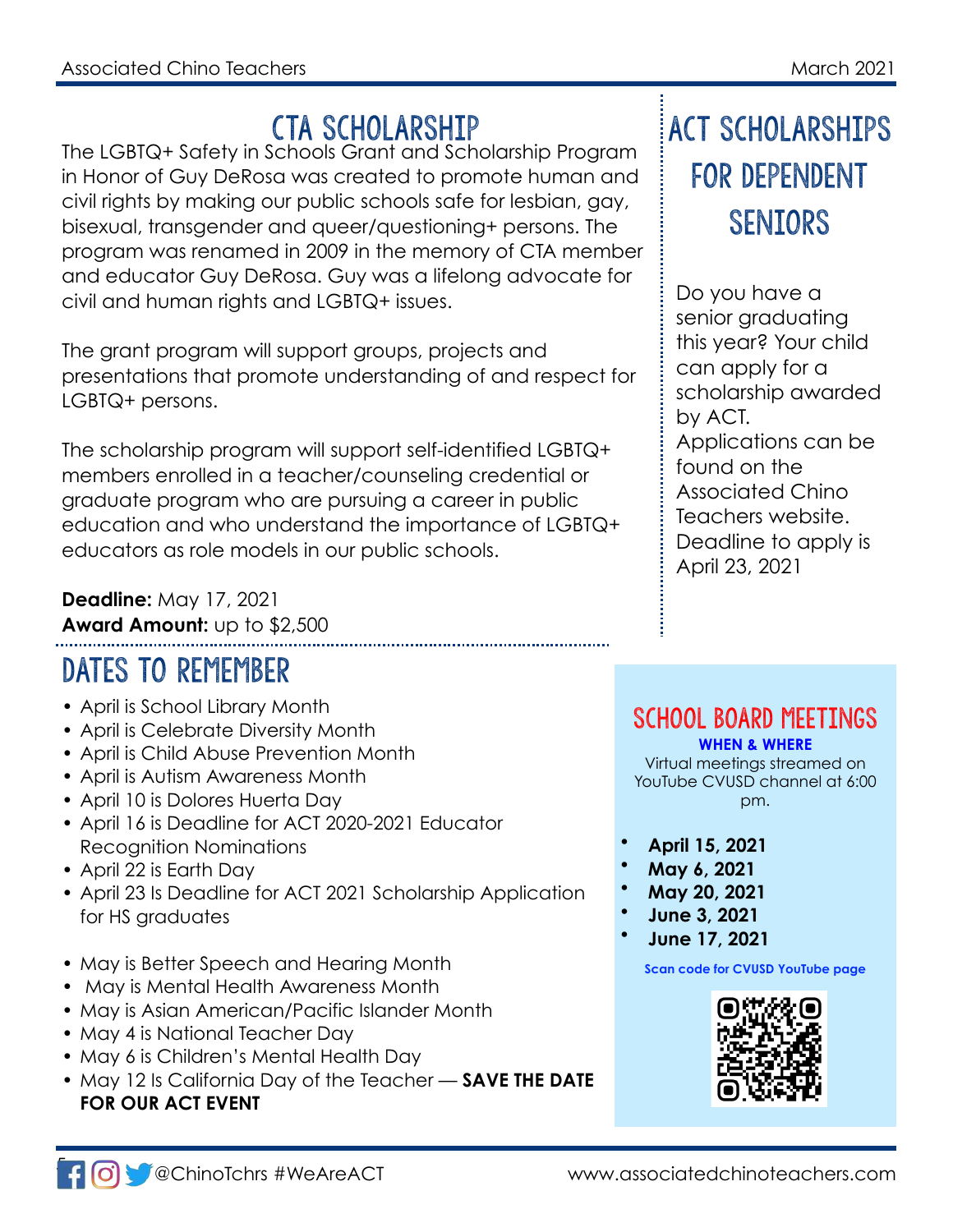## CTA SCHOLARSHIP

The LGBTQ+ Safety in Schools Grant and Scholarship Program in Honor of Guy DeRosa was created to promote human and civil rights by making our public schools safe for lesbian, gay, bisexual, transgender and queer/questioning+ persons. The program was renamed in 2009 in the memory of CTA member and educator Guy DeRosa. Guy was a lifelong advocate for civil and human rights and LGBTQ+ issues.

The grant program will support groups, projects and presentations that promote understanding of and respect for LGBTQ+ persons.

The scholarship program will support self-identified LGBTQ+ members enrolled in a teacher/counseling credential or graduate program who are pursuing a career in public education and who understand the importance of LGBTQ+ educators as role models in our public schools.

**Deadline:** May 17, 2021
**Award Amount:** up to $2,500

## ACT SCHOLARSHIPS FOR DEPENDENT SENIORS

Do you have a senior graduating this year? Your child can apply for a scholarship awarded by ACT. Applications can be found on the Associated Chino Teachers website. Deadline to apply is April 23, 2021

## DATES TO REMEMBER

- April is School Library Month
- April is Celebrate Diversity Month
- April is Child Abuse Prevention Month
- April is Autism Awareness Month
- April 10 is Dolores Huerta Day
- April 16 is Deadline for ACT 2020-2021 Educator Recognition Nominations
- April 22 is Earth Day
- April 23 Is Deadline for ACT 2021 Scholarship Application for HS graduates

- May is Better Speech and Hearing Month
- May is Mental Health Awareness Month
- May is Asian American/Pacific Islander Month
- May 4 is National Teacher Day
- May 6 is Children's Mental Health Day
- May 12 Is California Day of the Teacher — **SAVE THE DATE FOR OUR ACT EVENT**

## SCHOOL BOARD MEETINGS

**WHEN & WHERE**

Virtual meetings streamed on YouTube CVUSD channel at 6:00 pm.

- **April 15, 2021**
- **May 6, 2021**
- **May 20, 2021**
- **June 3, 2021**
- **June 17, 2021**

**Scan code for CVUSD YouTube page**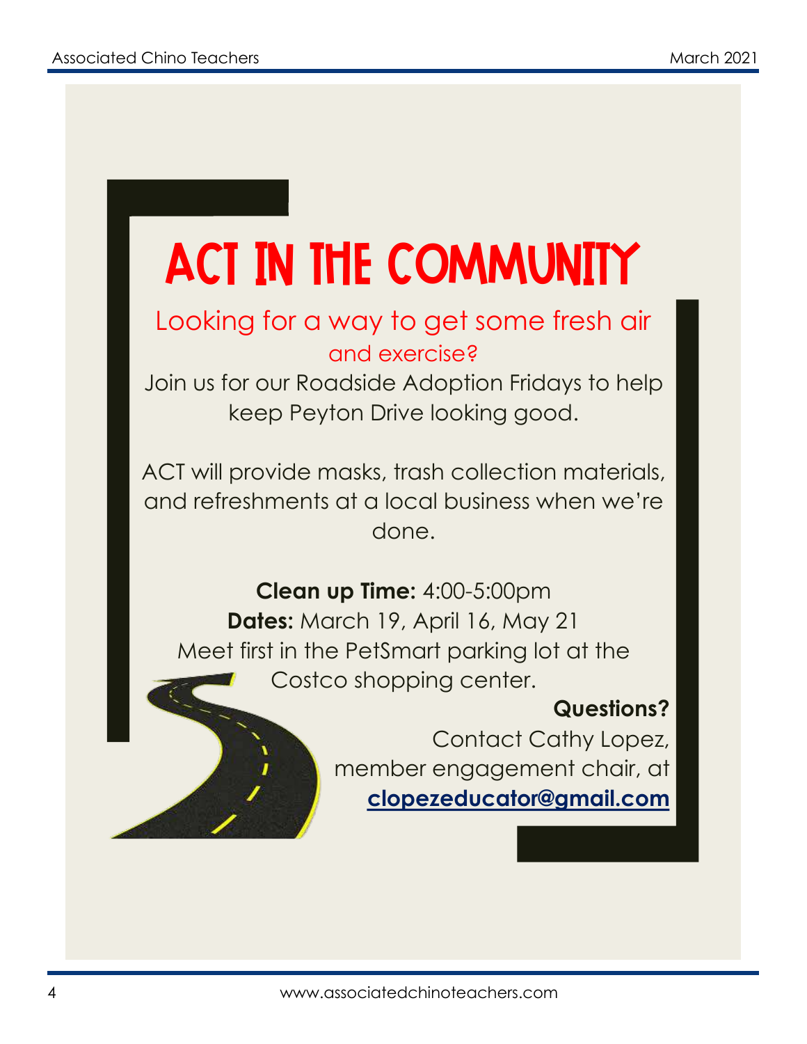# ACT IN THE COMMUNITY

Looking for a way to get some fresh air and exercise?

Join us for our Roadside Adoption Fridays to help keep Peyton Drive looking good.

ACT will provide masks, trash collection materials, and refreshments at a local business when we're done.

**Clean up Time:** 4:00-5:00pm

**Dates:** March 19, April 16, May 21

Meet first in the PetSmart parking lot at the Costco shopping center.

**Questions?**

Contact Cathy Lopez, member engagement chair, at **clopezeducator@gmail.com**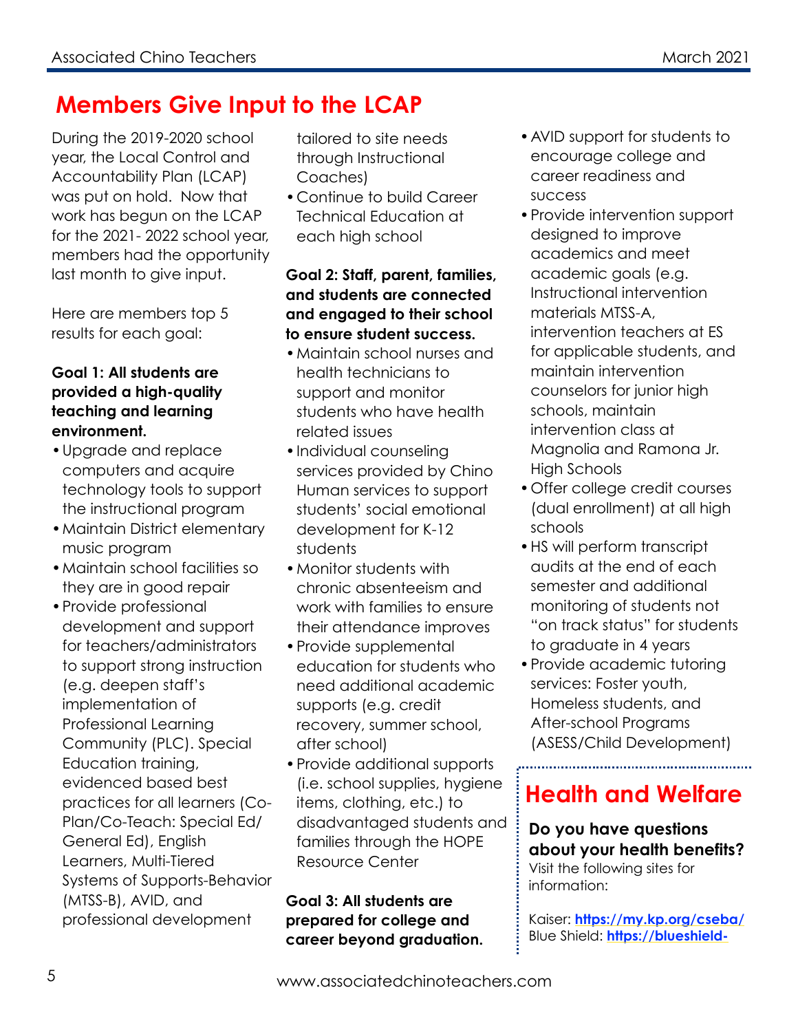## Members Give Input to the LCAP

During the 2019-2020 school year, the Local Control and Accountability Plan (LCAP) was put on hold. Now that work has begun on the LCAP for the 2021- 2022 school year, members had the opportunity last month to give input.

Here are members top 5 results for each goal:

**Goal 1: All students are provided a high-quality teaching and learning environment.**

- Upgrade and replace computers and acquire technology tools to support the instructional program
- Maintain District elementary music program
- Maintain school facilities so they are in good repair
- Provide professional development and support for teachers/administrators to support strong instruction (e.g. deepen staff's implementation of Professional Learning Community (PLC). Special Education training, evidenced based best practices for all learners (Co-Plan/Co-Teach: Special Ed/ General Ed), English Learners, Multi-Tiered Systems of Supports-Behavior (MTSS-B), AVID, and professional development tailored to site needs through Instructional Coaches)
- Continue to build Career Technical Education at each high school

**Goal 2: Staff, parent, families, and students are connected and engaged to their school to ensure student success.**

- Maintain school nurses and health technicians to support and monitor students who have health related issues
- Individual counseling services provided by Chino Human services to support students' social emotional development for K-12 students
- Monitor students with chronic absenteeism and work with families to ensure their attendance improves
- Provide supplemental education for students who need additional academic supports (e.g. credit recovery, summer school, after school)
- Provide additional supports (i.e. school supplies, hygiene items, clothing, etc.) to disadvantaged students and families through the HOPE Resource Center

**Goal 3: All students are prepared for college and career beyond graduation.**

- AVID support for students to encourage college and career readiness and success
- Provide intervention support designed to improve academics and meet academic goals (e.g. Instructional intervention materials MTSS-A, intervention teachers at ES for applicable students, and maintain intervention counselors for junior high schools, maintain intervention class at Magnolia and Ramona Jr. High Schools
- Offer college credit courses (dual enrollment) at all high schools
- HS will perform transcript audits at the end of each semester and additional monitoring of students not "on track status" for students to graduate in 4 years
- Provide academic tutoring services: Foster youth, Homeless students, and After-school Programs (ASESS/Child Development)

## Health and Welfare

**Do you have questions about your health benefits?**
Visit the following sites for information:

Kaiser: **https://my.kp.org/cseba/**
Blue Shield: **https://blueshield-**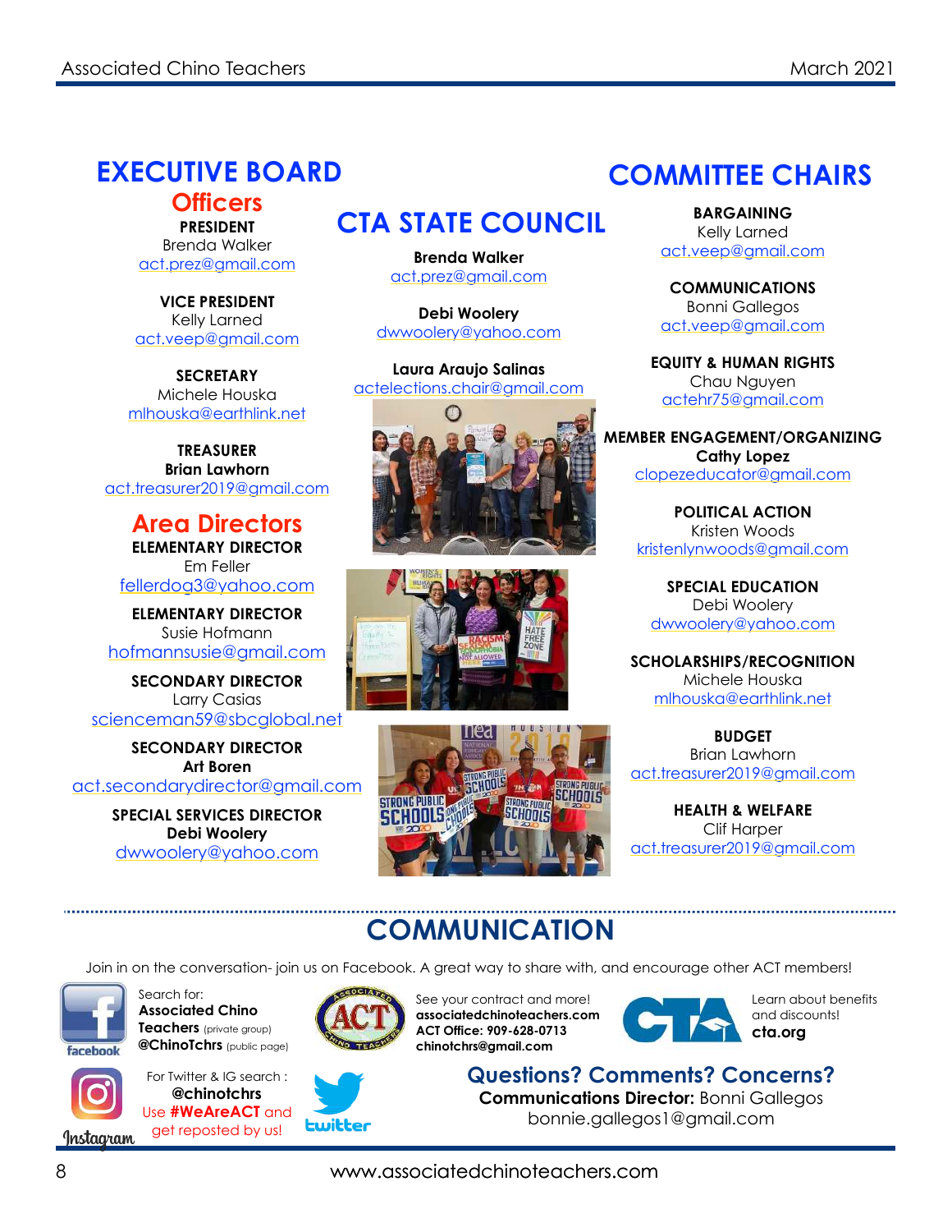# EXECUTIVE BOARD

## Officers

**PRESIDENT**
Brenda Walker
act.prez@gmail.com

**VICE PRESIDENT**
Kelly Larned
act.veep@gmail.com

**SECRETARY**
Michele Houska
mlhouska@earthlink.net

**TREASURER**
**Brian Lawhorn**
act.treasurer2019@gmail.com

## Area Directors

**ELEMENTARY DIRECTOR**
Em Feller
fellerdog3@yahoo.com

**ELEMENTARY DIRECTOR**
Susie Hofmann
hofmannsusie@gmail.com

**SECONDARY DIRECTOR**
Larry Casias
scienceman59@sbcglobal.net

**SECONDARY DIRECTOR**
**Art Boren**
act.secondarydirector@gmail.com

**SPECIAL SERVICES DIRECTOR**
**Debi Woolery**
dwwoolery@yahoo.com

# CTA STATE COUNCIL

**Brenda Walker**
act.prez@gmail.com

**Debi Woolery**
dwwoolery@yahoo.com

**Laura Araujo Salinas**
actelections.chair@gmail.com

# COMMITTEE CHAIRS

**BARGAINING**
Kelly Larned
act.veep@gmail.com

**COMMUNICATIONS**
Bonni Gallegos
act.veep@gmail.com

**EQUITY & HUMAN RIGHTS**
Chau Nguyen
actehr75@gmail.com

**MEMBER ENGAGEMENT/ORGANIZING**
**Cathy Lopez**
clopezeducator@gmail.com

**POLITICAL ACTION**
Kristen Woods
kristenlynwoods@gmail.com

**SPECIAL EDUCATION**
Debi Woolery
dwwoolery@yahoo.com

**SCHOLARSHIPS/RECOGNITION**
Michele Houska
mlhouska@earthlink.net

**BUDGET**
Brian Lawhorn
act.treasurer2019@gmail.com

**HEALTH & WELFARE**
Clif Harper
act.treasurer2019@gmail.com

# COMMUNICATION

Join in on the conversation- join us on Facebook. A great way to share with, and encourage other ACT members!

Search for:
**Associated Chino Teachers** (private group)
**@ChinoTchrs** (public page)

See your contract and more!
**associatedchinoteachers.com**
**ACT Office: 909-628-0713**
**chinotchrs@gmail.com**

Learn about benefits and discounts!
**cta.org**

For Twitter & IG search :
**@chinotchrs**
Use **#WeAreACT** and get reposted by us!

## Questions? Comments? Concerns?

**Communications Director:** Bonni Gallegos
bonnie.gallegos1@gmail.com

www.associatedchinoteachers.com